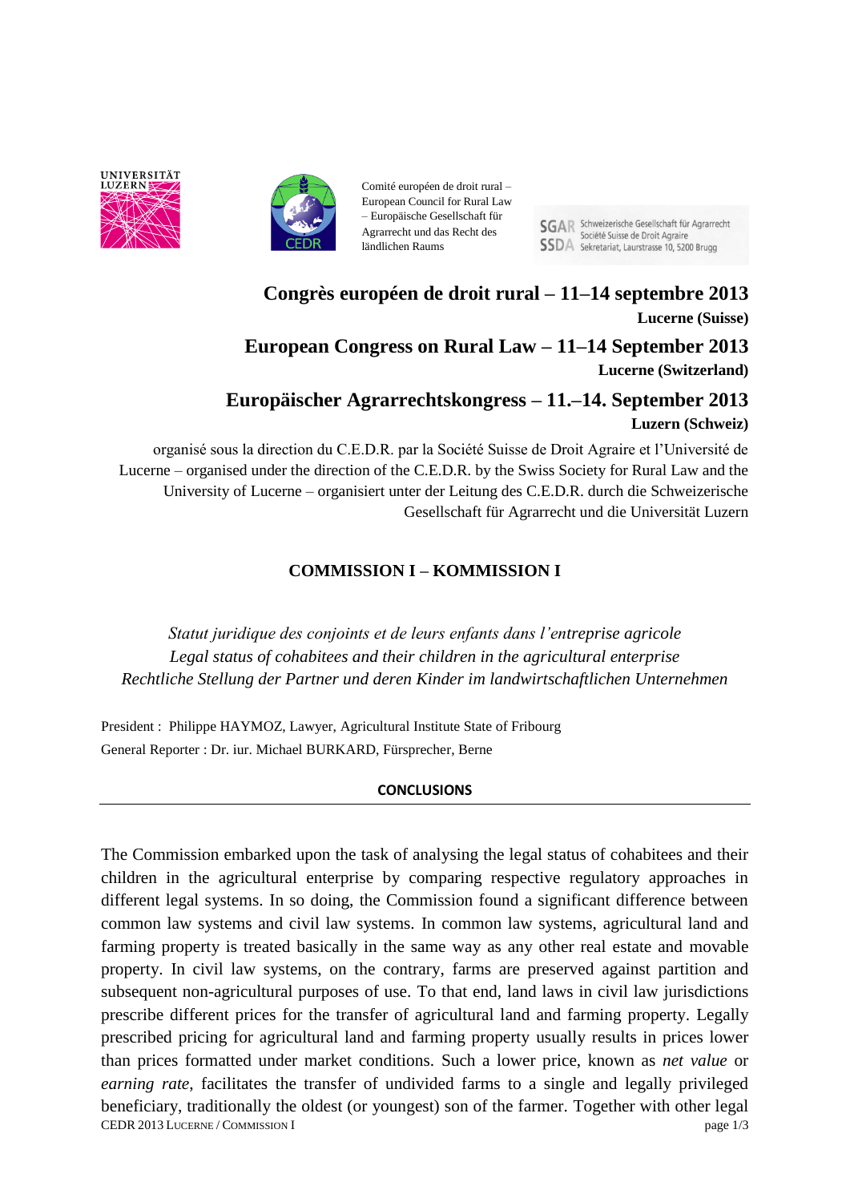Comité européen de droit rural – European Council for Rural Law – Europäische Gesellschaft für Agrarrecht und das Recht des ländlichen Raums

SGAR Schweizerische Gesellschaft für Agrarrecht
SSDA Société Suisse de Droit Agraire
Sekretariat, Laurstrasse 10, 5200 Brugg

# Congrès européen de droit rural – 11–14 septembre 2013

**Lucerne (Suisse)**

# European Congress on Rural Law – 11–14 September 2013

**Lucerne (Switzerland)**

# Europäischer Agrarrechtskongress – 11.–14. September 2013

**Luzern (Schweiz)**

organisé sous la direction du C.E.D.R. par la Société Suisse de Droit Agraire et l'Université de Lucerne – organised under the direction of the C.E.D.R. by the Swiss Society for Rural Law and the University of Lucerne – organisiert unter der Leitung des C.E.D.R. durch die Schweizerische Gesellschaft für Agrarrecht und die Universität Luzern

## COMMISSION I – KOMMISSION I

*Statut juridique des conjoints et de leurs enfants dans l'entreprise agricole*
*Legal status of cohabitees and their children in the agricultural enterprise*
*Rechtliche Stellung der Partner und deren Kinder im landwirtschaftlichen Unternehmen*

President : Philippe HAYMOZ, Lawyer, Agricultural Institute State of Fribourg
General Reporter : Dr. iur. Michael BURKARD, Fürsprecher, Berne

### CONCLUSIONS

The Commission embarked upon the task of analysing the legal status of cohabitees and their children in the agricultural enterprise by comparing respective regulatory approaches in different legal systems. In so doing, the Commission found a significant difference between common law systems and civil law systems. In common law systems, agricultural land and farming property is treated basically in the same way as any other real estate and movable property. In civil law systems, on the contrary, farms are preserved against partition and subsequent non-agricultural purposes of use. To that end, land laws in civil law jurisdictions prescribe different prices for the transfer of agricultural land and farming property. Legally prescribed pricing for agricultural land and farming property usually results in prices lower than prices formatted under market conditions. Such a lower price, known as *net value* or *earning rate*, facilitates the transfer of undivided farms to a single and legally privileged beneficiary, traditionally the oldest (or youngest) son of the farmer. Together with other legal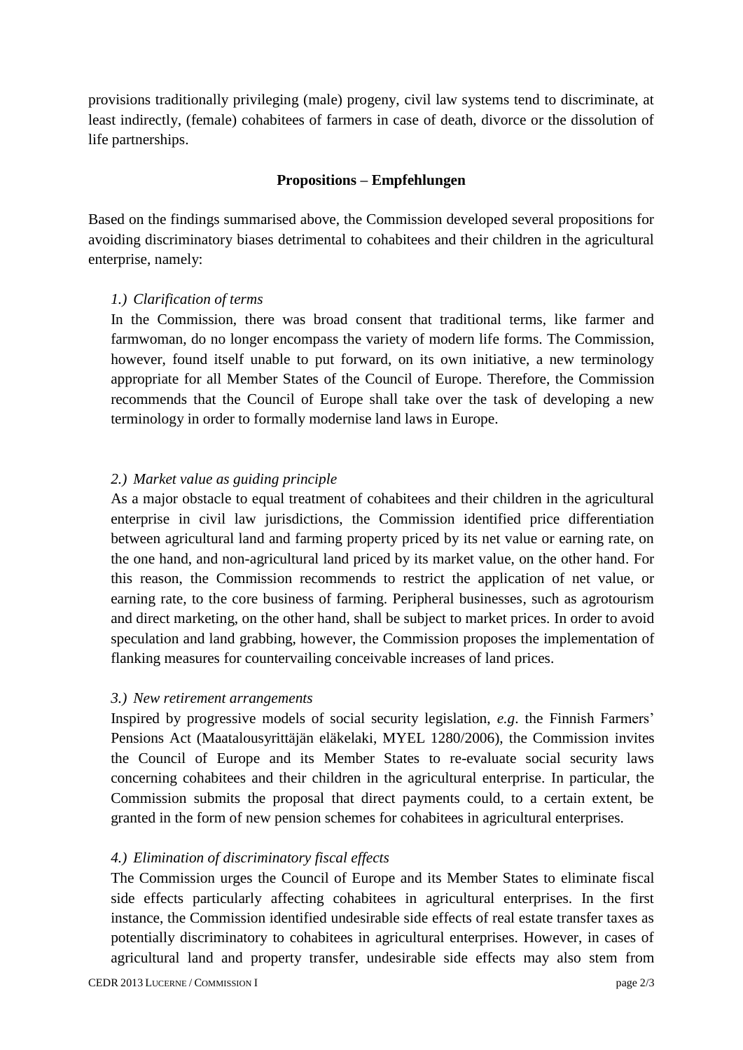provisions traditionally privileging (male) progeny, civil law systems tend to discriminate, at least indirectly, (female) cohabitees of farmers in case of death, divorce or the dissolution of life partnerships.

## Propositions – Empfehlungen

Based on the findings summarised above, the Commission developed several propositions for avoiding discriminatory biases detrimental to cohabitees and their children in the agricultural enterprise, namely:

*1.) Clarification of terms*

In the Commission, there was broad consent that traditional terms, like farmer and farmwoman, do no longer encompass the variety of modern life forms. The Commission, however, found itself unable to put forward, on its own initiative, a new terminology appropriate for all Member States of the Council of Europe. Therefore, the Commission recommends that the Council of Europe shall take over the task of developing a new terminology in order to formally modernise land laws in Europe.

*2.) Market value as guiding principle*

As a major obstacle to equal treatment of cohabitees and their children in the agricultural enterprise in civil law jurisdictions, the Commission identified price differentiation between agricultural land and farming property priced by its net value or earning rate, on the one hand, and non-agricultural land priced by its market value, on the other hand. For this reason, the Commission recommends to restrict the application of net value, or earning rate, to the core business of farming. Peripheral businesses, such as agrotourism and direct marketing, on the other hand, shall be subject to market prices. In order to avoid speculation and land grabbing, however, the Commission proposes the implementation of flanking measures for countervailing conceivable increases of land prices.

*3.) New retirement arrangements*

Inspired by progressive models of social security legislation, *e.g*. the Finnish Farmers' Pensions Act (Maatalousyrittäjän eläkelaki, MYEL 1280/2006), the Commission invites the Council of Europe and its Member States to re-evaluate social security laws concerning cohabitees and their children in the agricultural enterprise. In particular, the Commission submits the proposal that direct payments could, to a certain extent, be granted in the form of new pension schemes for cohabitees in agricultural enterprises.

*4.) Elimination of discriminatory fiscal effects*

The Commission urges the Council of Europe and its Member States to eliminate fiscal side effects particularly affecting cohabitees in agricultural enterprises. In the first instance, the Commission identified undesirable side effects of real estate transfer taxes as potentially discriminatory to cohabitees in agricultural enterprises. However, in cases of agricultural land and property transfer, undesirable side effects may also stem from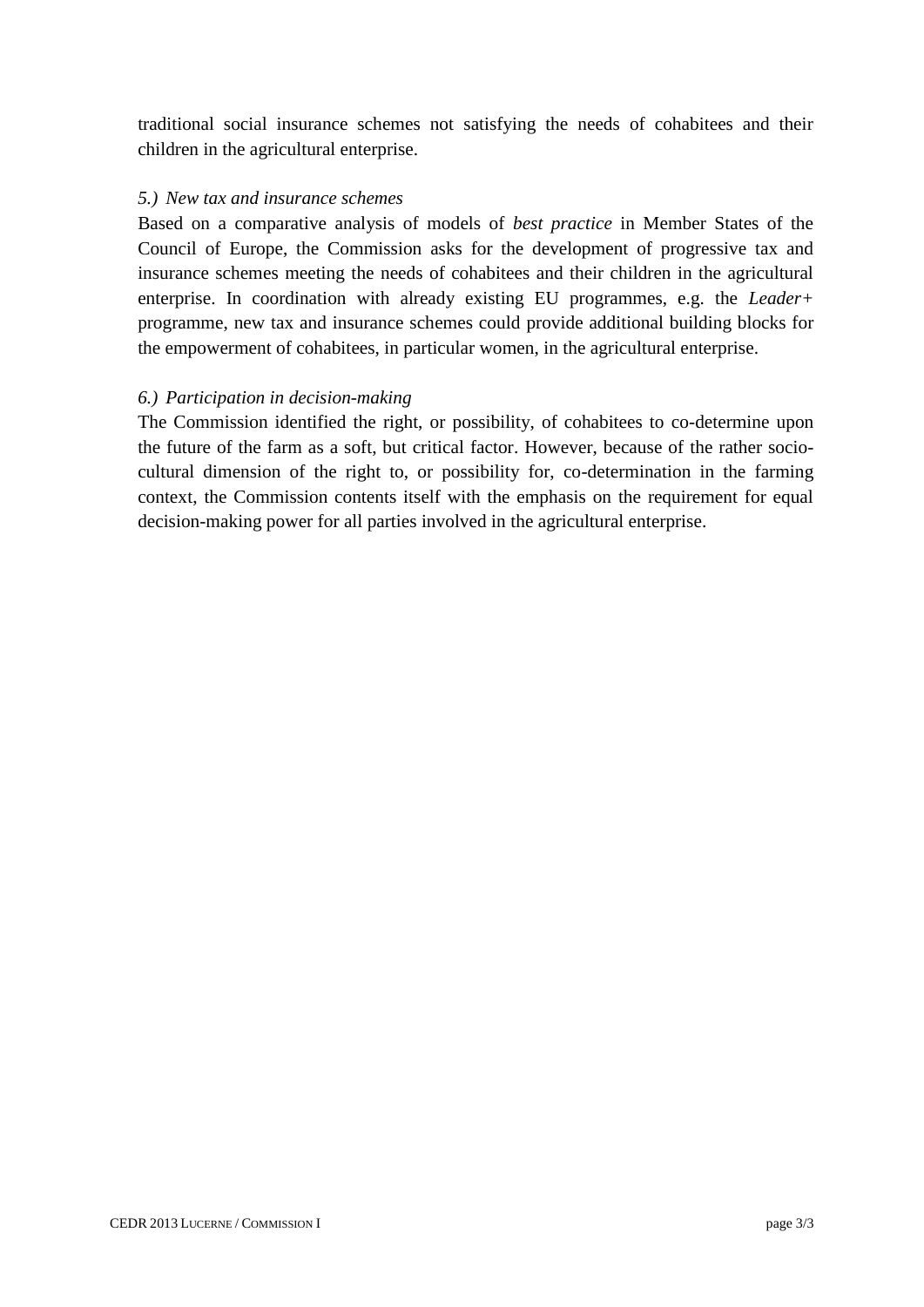traditional social insurance schemes not satisfying the needs of cohabitees and their children in the agricultural enterprise.

*5.) New tax and insurance schemes*

Based on a comparative analysis of models of *best practice* in Member States of the Council of Europe, the Commission asks for the development of progressive tax and insurance schemes meeting the needs of cohabitees and their children in the agricultural enterprise. In coordination with already existing EU programmes, e.g. the *Leader+* programme, new tax and insurance schemes could provide additional building blocks for the empowerment of cohabitees, in particular women, in the agricultural enterprise.

*6.) Participation in decision-making*

The Commission identified the right, or possibility, of cohabitees to co-determine upon the future of the farm as a soft, but critical factor. However, because of the rather socio-cultural dimension of the right to, or possibility for, co-determination in the farming context, the Commission contents itself with the emphasis on the requirement for equal decision-making power for all parties involved in the agricultural enterprise.